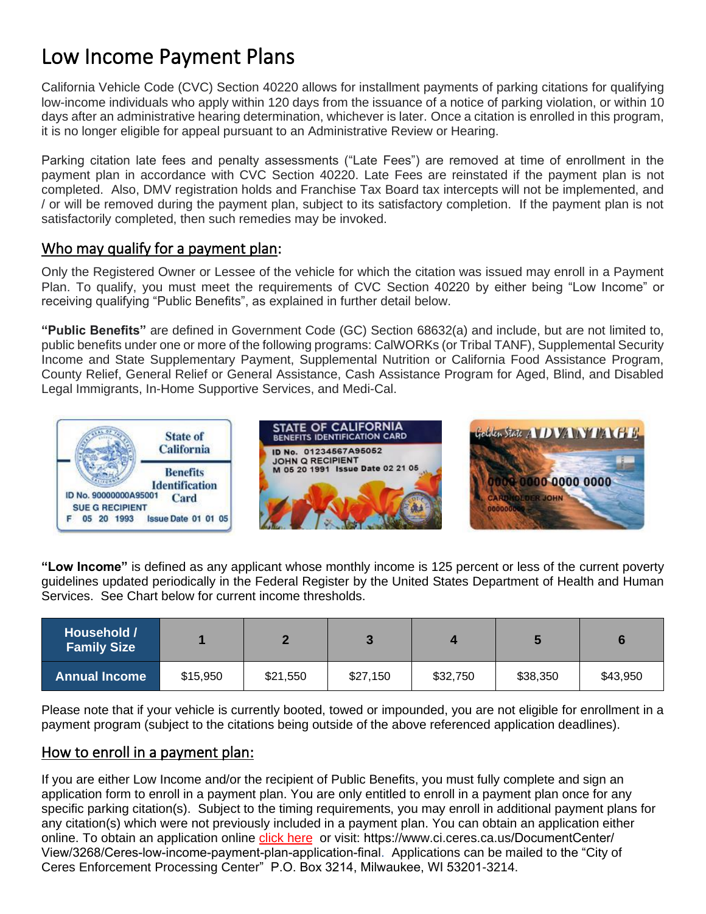# Low Income Payment Plans

California Vehicle Code (CVC) Section 40220 allows for installment payments of parking citations for qualifying low-income individuals who apply within 120 days from the issuance of a notice of parking violation, or within 10 days after an administrative hearing determination, whichever is later. Once a citation is enrolled in this program, it is no longer eligible for appeal pursuant to an Administrative Review or Hearing.

Parking citation late fees and penalty assessments ("Late Fees") are removed at time of enrollment in the payment plan in accordance with CVC Section 40220. Late Fees are reinstated if the payment plan is not completed. Also, DMV registration holds and Franchise Tax Board tax intercepts will not be implemented, and / or will be removed during the payment plan, subject to its satisfactory completion. If the payment plan is not satisfactorily completed, then such remedies may be invoked.

## Who may qualify for a payment plan:

Only the Registered Owner or Lessee of the vehicle for which the citation was issued may enroll in a Payment Plan. To qualify, you must meet the requirements of CVC Section 40220 by either being "Low Income" or receiving qualifying "Public Benefits", as explained in further detail below.

**"Public Benefits"** are defined in Government Code (GC) Section 68632(a) and include, but are not limited to, public benefits under one or more of the following programs: CalWORKs (or Tribal TANF), Supplemental Security Income and State Supplementary Payment, Supplemental Nutrition or California Food Assistance Program, County Relief, General Relief or General Assistance, Cash Assistance Program for Aged, Blind, and Disabled Legal Immigrants, In-Home Supportive Services, and Medi-Cal.

**"Low Income"** is defined as any applicant whose monthly income is 125 percent or less of the current poverty guidelines updated periodically in the Federal Register by the United States Department of Health and Human Services. See Chart below for current income thresholds.

| Household / Family Size | 1 | 2 | 3 | 4 | 5 | 6 |
|---|---|---|---|---|---|---|
| Annual Income | $15,950 | $21,550 | $27,150 | $32,750 | $38,350 | $43,950 |

Please note that if your vehicle is currently booted, towed or impounded, you are not eligible for enrollment in a payment program (subject to the citations being outside of the above referenced application deadlines).

## How to enroll in a payment plan:

If you are either Low Income and/or the recipient of Public Benefits, you must fully complete and sign an application form to enroll in a payment plan. You are only entitled to enroll in a payment plan once for any specific parking citation(s). Subject to the timing requirements, you may enroll in additional payment plans for any citation(s) which were not previously included in a payment plan. You can obtain an application either online. To obtain an application online click here or visit: https://www.ci.ceres.ca.us/DocumentCenter/View/3268/Ceres-low-income-payment-plan-application-final. Applications can be mailed to the "City of Ceres Enforcement Processing Center" P.O. Box 3214, Milwaukee, WI 53201-3214.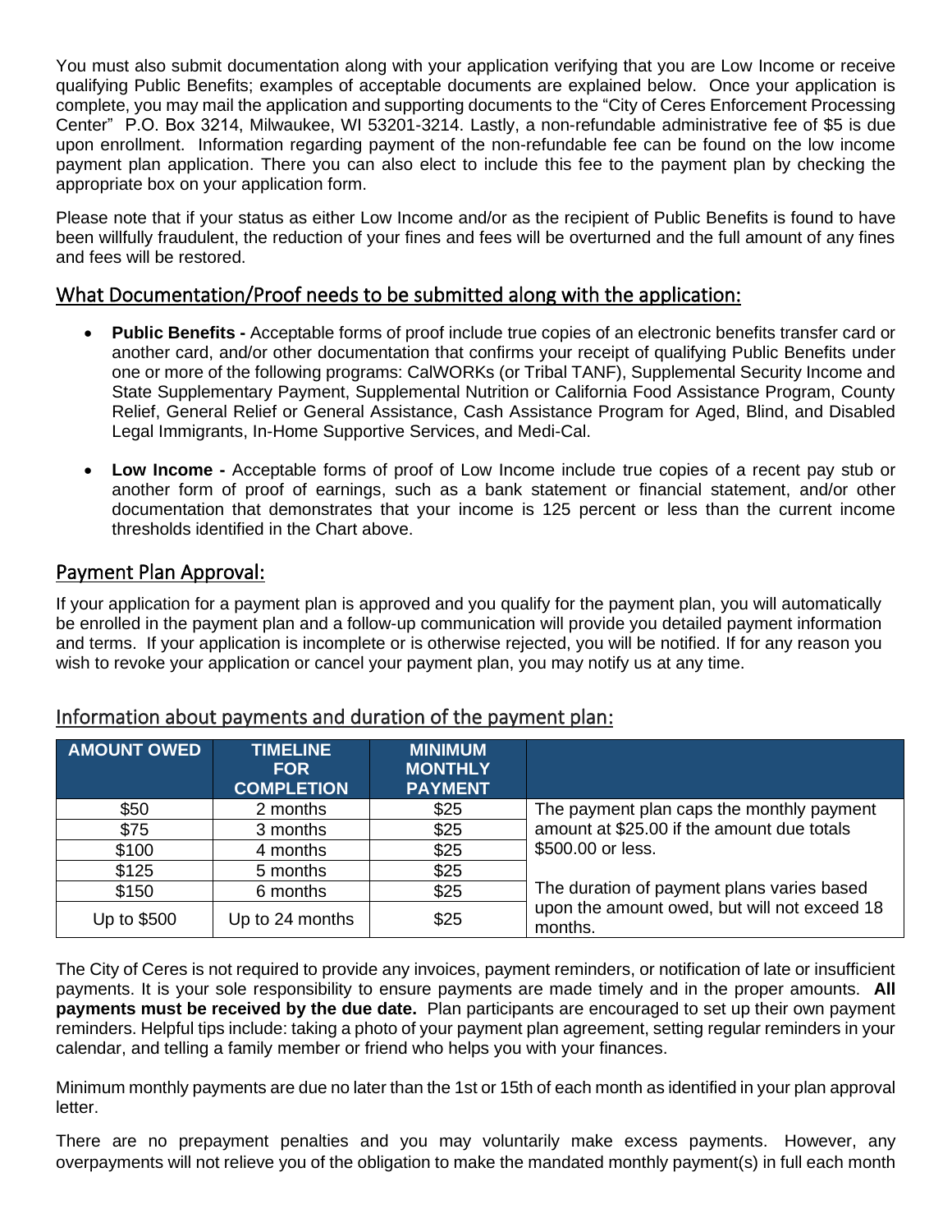You must also submit documentation along with your application verifying that you are Low Income or receive qualifying Public Benefits; examples of acceptable documents are explained below. Once your application is complete, you may mail the application and supporting documents to the "City of Ceres Enforcement Processing Center" P.O. Box 3214, Milwaukee, WI 53201-3214. Lastly, a non-refundable administrative fee of $5 is due upon enrollment. Information regarding payment of the non-refundable fee can be found on the low income payment plan application. There you can also elect to include this fee to the payment plan by checking the appropriate box on your application form.

Please note that if your status as either Low Income and/or as the recipient of Public Benefits is found to have been willfully fraudulent, the reduction of your fines and fees will be overturned and the full amount of any fines and fees will be restored.

## What Documentation/Proof needs to be submitted along with the application:

- **Public Benefits -** Acceptable forms of proof include true copies of an electronic benefits transfer card or another card, and/or other documentation that confirms your receipt of qualifying Public Benefits under one or more of the following programs: CalWORKs (or Tribal TANF), Supplemental Security Income and State Supplementary Payment, Supplemental Nutrition or California Food Assistance Program, County Relief, General Relief or General Assistance, Cash Assistance Program for Aged, Blind, and Disabled Legal Immigrants, In-Home Supportive Services, and Medi-Cal.

- **Low Income -** Acceptable forms of proof of Low Income include true copies of a recent pay stub or another form of proof of earnings, such as a bank statement or financial statement, and/or other documentation that demonstrates that your income is 125 percent or less than the current income thresholds identified in the Chart above.

## Payment Plan Approval:

If your application for a payment plan is approved and you qualify for the payment plan, you will automatically be enrolled in the payment plan and a follow-up communication will provide you detailed payment information and terms. If your application is incomplete or is otherwise rejected, you will be notified. If for any reason you wish to revoke your application or cancel your payment plan, you may notify us at any time.

## Information about payments and duration of the payment plan:

| AMOUNT OWED | TIMELINE FOR COMPLETION | MINIMUM MONTHLY PAYMENT | |
|---|---|---|---|
| $50 | 2 months | $25 | The payment plan caps the monthly payment amount at $25.00 if the amount due totals $500.00 or less. |
| $75 | 3 months | $25 | |
| $100 | 4 months | $25 | |
| $125 | 5 months | $25 | The duration of payment plans varies based upon the amount owed, but will not exceed 18 months. |
| $150 | 6 months | $25 | |
| Up to $500 | Up to 24 months | $25 | |

The City of Ceres is not required to provide any invoices, payment reminders, or notification of late or insufficient payments. It is your sole responsibility to ensure payments are made timely and in the proper amounts. **All payments must be received by the due date.** Plan participants are encouraged to set up their own payment reminders. Helpful tips include: taking a photo of your payment plan agreement, setting regular reminders in your calendar, and telling a family member or friend who helps you with your finances.

Minimum monthly payments are due no later than the 1st or 15th of each month as identified in your plan approval letter.

There are no prepayment penalties and you may voluntarily make excess payments. However, any overpayments will not relieve you of the obligation to make the mandated monthly payment(s) in full each month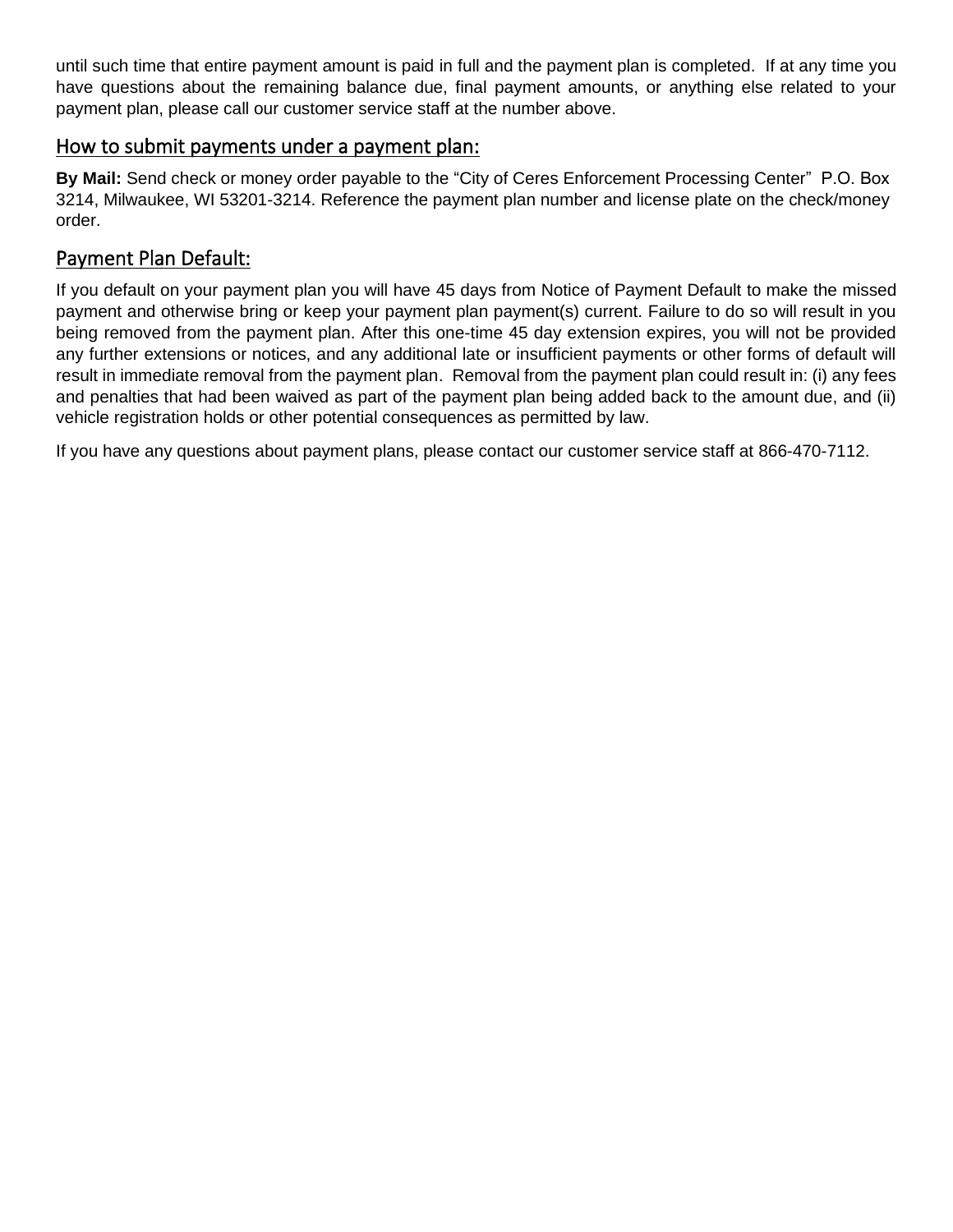until such time that entire payment amount is paid in full and the payment plan is completed. If at any time you have questions about the remaining balance due, final payment amounts, or anything else related to your payment plan, please call our customer service staff at the number above.

## How to submit payments under a payment plan:

**By Mail:** Send check or money order payable to the "City of Ceres Enforcement Processing Center" P.O. Box 3214, Milwaukee, WI 53201-3214. Reference the payment plan number and license plate on the check/money order.

## Payment Plan Default:

If you default on your payment plan you will have 45 days from Notice of Payment Default to make the missed payment and otherwise bring or keep your payment plan payment(s) current. Failure to do so will result in you being removed from the payment plan. After this one-time 45 day extension expires, you will not be provided any further extensions or notices, and any additional late or insufficient payments or other forms of default will result in immediate removal from the payment plan. Removal from the payment plan could result in: (i) any fees and penalties that had been waived as part of the payment plan being added back to the amount due, and (ii) vehicle registration holds or other potential consequences as permitted by law.

If you have any questions about payment plans, please contact our customer service staff at 866-470-7112.